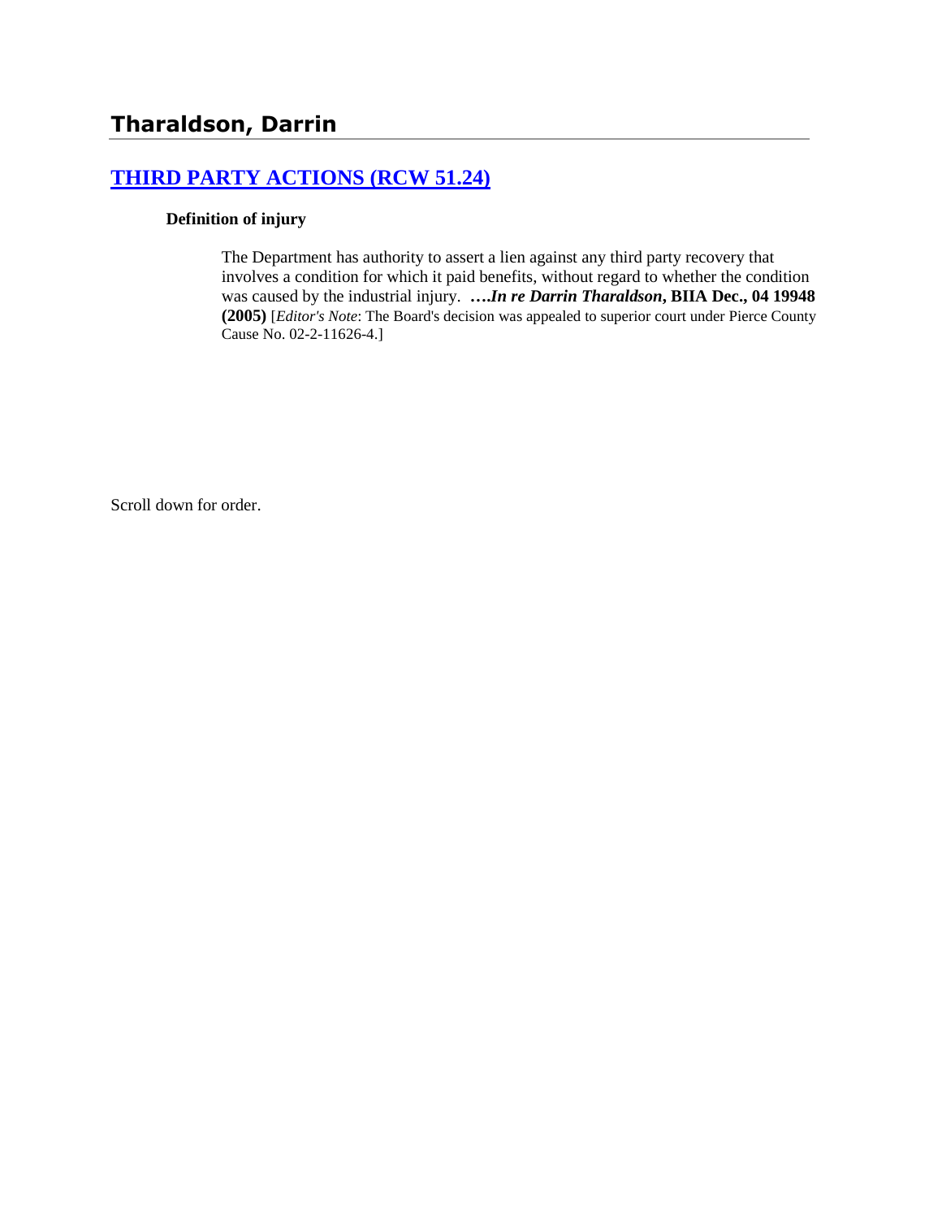# Tharaldson, Darrin

## THIRD PARTY ACTIONS (RCW 51.24)

### Definition of injury

The Department has authority to assert a lien against any third party recovery that involves a condition for which it paid benefits, without regard to whether the condition was caused by the industrial injury. ***….In re Darrin Tharaldson*, BIIA Dec., 04 19948 (2005)** [*Editor's Note*: The Board's decision was appealed to superior court under Pierce County Cause No. 02-2-11626-4.]

Scroll down for order.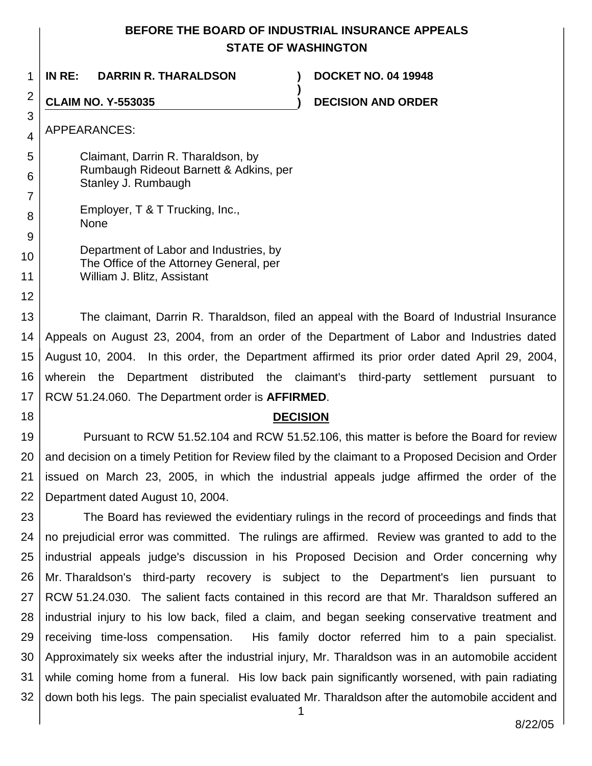**BEFORE THE BOARD OF INDUSTRIAL INSURANCE APPEALS**
**STATE OF WASHINGTON**

| | | |
|---|---|---|
| **IN RE: DARRIN R. THARALDSON** | ) | **DOCKET NO. 04 19948** |
| | ) | |
| **CLAIM NO. Y-553035** | ) | **DECISION AND ORDER** |

APPEARANCES:

Claimant, Darrin R. Tharaldson, by
Rumbaugh Rideout Barnett & Adkins, per
Stanley J. Rumbaugh

Employer, T & T Trucking, Inc.,
None

Department of Labor and Industries, by
The Office of the Attorney General, per
William J. Blitz, Assistant

The claimant, Darrin R. Tharaldson, filed an appeal with the Board of Industrial Insurance Appeals on August 23, 2004, from an order of the Department of Labor and Industries dated August 10, 2004. In this order, the Department affirmed its prior order dated April 29, 2004, wherein the Department distributed the claimant's third-party settlement pursuant to RCW 51.24.060. The Department order is **AFFIRMED**.

## DECISION

Pursuant to RCW 51.52.104 and RCW 51.52.106, this matter is before the Board for review and decision on a timely Petition for Review filed by the claimant to a Proposed Decision and Order issued on March 23, 2005, in which the industrial appeals judge affirmed the order of the Department dated August 10, 2004.

The Board has reviewed the evidentiary rulings in the record of proceedings and finds that no prejudicial error was committed. The rulings are affirmed. Review was granted to add to the industrial appeals judge's discussion in his Proposed Decision and Order concerning why Mr. Tharaldson's third-party recovery is subject to the Department's lien pursuant to RCW 51.24.030. The salient facts contained in this record are that Mr. Tharaldson suffered an industrial injury to his low back, filed a claim, and began seeking conservative treatment and receiving time-loss compensation. His family doctor referred him to a pain specialist. Approximately six weeks after the industrial injury, Mr. Tharaldson was in an automobile accident while coming home from a funeral. His low back pain significantly worsened, with pain radiating down both his legs. The pain specialist evaluated Mr. Tharaldson after the automobile accident and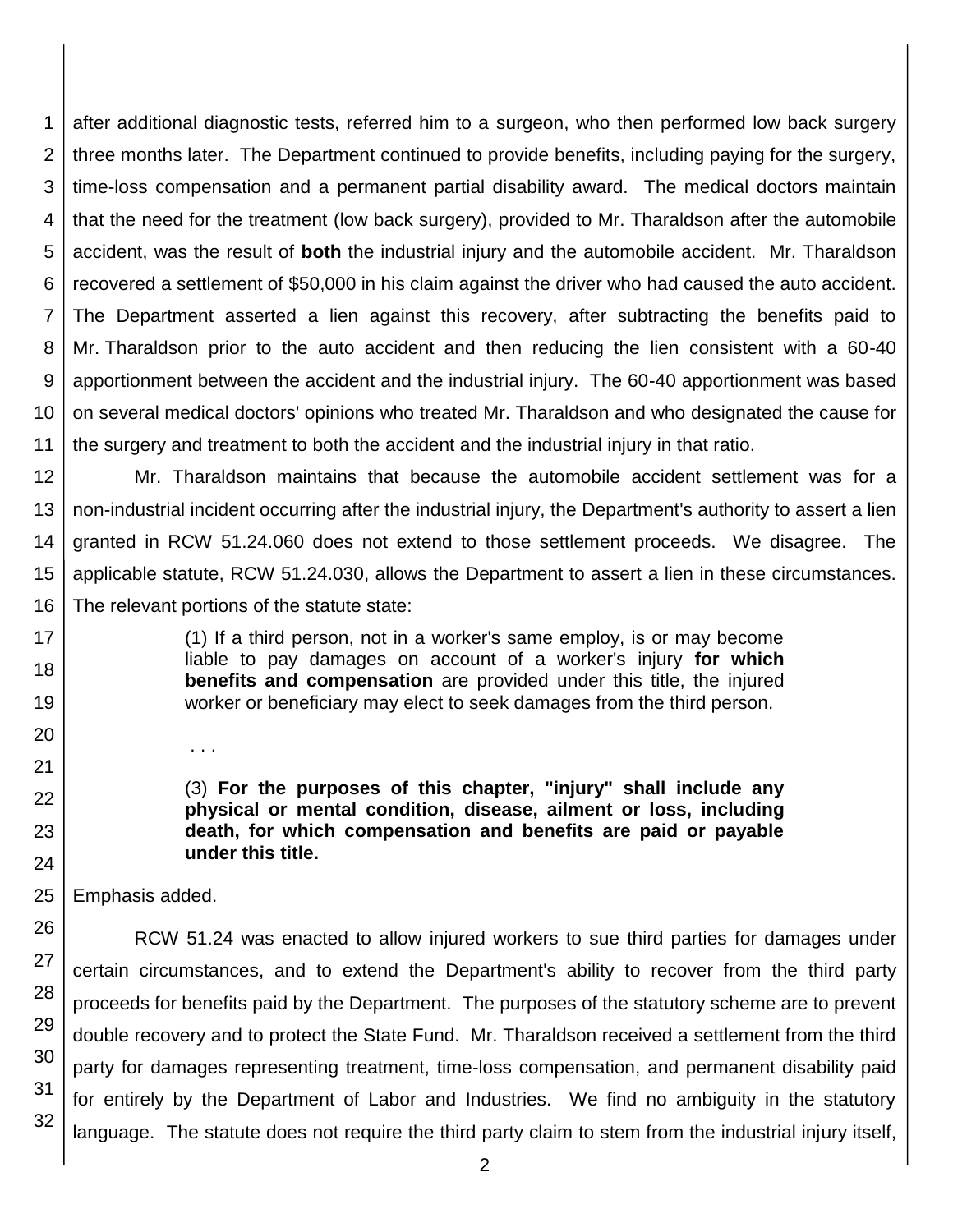after additional diagnostic tests, referred him to a surgeon, who then performed low back surgery three months later. The Department continued to provide benefits, including paying for the surgery, time-loss compensation and a permanent partial disability award. The medical doctors maintain that the need for the treatment (low back surgery), provided to Mr. Tharaldson after the automobile accident, was the result of **both** the industrial injury and the automobile accident. Mr. Tharaldson recovered a settlement of $50,000 in his claim against the driver who had caused the auto accident. The Department asserted a lien against this recovery, after subtracting the benefits paid to Mr. Tharaldson prior to the auto accident and then reducing the lien consistent with a 60-40 apportionment between the accident and the industrial injury. The 60-40 apportionment was based on several medical doctors' opinions who treated Mr. Tharaldson and who designated the cause for the surgery and treatment to both the accident and the industrial injury in that ratio.

Mr. Tharaldson maintains that because the automobile accident settlement was for a non-industrial incident occurring after the industrial injury, the Department's authority to assert a lien granted in RCW 51.24.060 does not extend to those settlement proceeds. We disagree. The applicable statute, RCW 51.24.030, allows the Department to assert a lien in these circumstances. The relevant portions of the statute state:

> (1) If a third person, not in a worker's same employ, is or may become liable to pay damages on account of a worker's injury **for which benefits and compensation** are provided under this title, the injured worker or beneficiary may elect to seek damages from the third person.
>
> . . .
>
> (3) **For the purposes of this chapter, "injury" shall include any physical or mental condition, disease, ailment or loss, including death, for which compensation and benefits are paid or payable under this title.**

Emphasis added.

RCW 51.24 was enacted to allow injured workers to sue third parties for damages under certain circumstances, and to extend the Department's ability to recover from the third party proceeds for benefits paid by the Department. The purposes of the statutory scheme are to prevent double recovery and to protect the State Fund. Mr. Tharaldson received a settlement from the third party for damages representing treatment, time-loss compensation, and permanent disability paid for entirely by the Department of Labor and Industries. We find no ambiguity in the statutory language. The statute does not require the third party claim to stem from the industrial injury itself,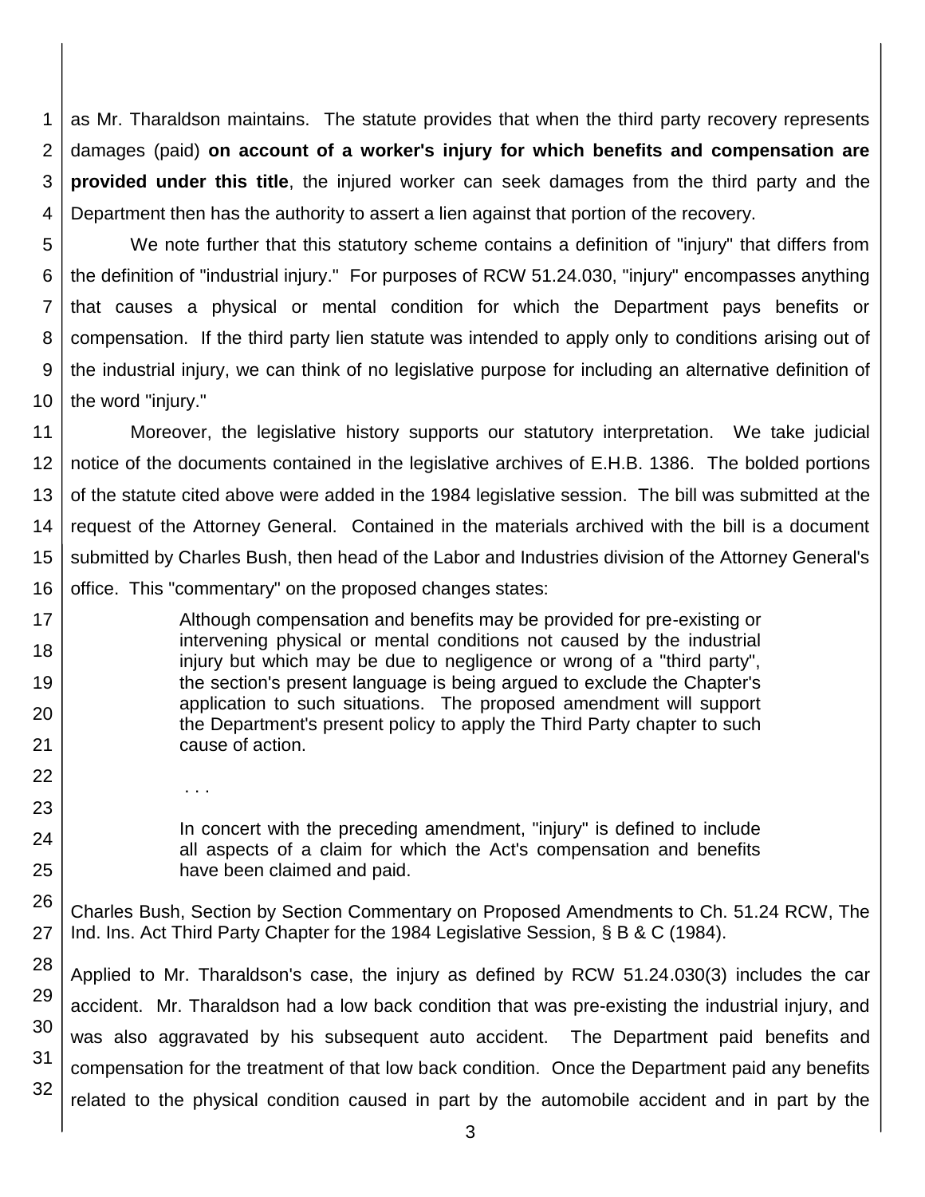as Mr. Tharaldson maintains. The statute provides that when the third party recovery represents damages (paid) **on account of a worker's injury for which benefits and compensation are provided under this title**, the injured worker can seek damages from the third party and the Department then has the authority to assert a lien against that portion of the recovery.

We note further that this statutory scheme contains a definition of "injury" that differs from the definition of "industrial injury." For purposes of RCW 51.24.030, "injury" encompasses anything that causes a physical or mental condition for which the Department pays benefits or compensation. If the third party lien statute was intended to apply only to conditions arising out of the industrial injury, we can think of no legislative purpose for including an alternative definition of the word "injury."

Moreover, the legislative history supports our statutory interpretation. We take judicial notice of the documents contained in the legislative archives of E.H.B. 1386. The bolded portions of the statute cited above were added in the 1984 legislative session. The bill was submitted at the request of the Attorney General. Contained in the materials archived with the bill is a document submitted by Charles Bush, then head of the Labor and Industries division of the Attorney General's office. This "commentary" on the proposed changes states:

> Although compensation and benefits may be provided for pre-existing or intervening physical or mental conditions not caused by the industrial injury but which may be due to negligence or wrong of a "third party", the section's present language is being argued to exclude the Chapter's application to such situations. The proposed amendment will support the Department's present policy to apply the Third Party chapter to such cause of action.
>
> . . .
>
> In concert with the preceding amendment, "injury" is defined to include all aspects of a claim for which the Act's compensation and benefits have been claimed and paid.

Charles Bush, Section by Section Commentary on Proposed Amendments to Ch. 51.24 RCW, The Ind. Ins. Act Third Party Chapter for the 1984 Legislative Session, § B & C (1984).

Applied to Mr. Tharaldson's case, the injury as defined by RCW 51.24.030(3) includes the car accident. Mr. Tharaldson had a low back condition that was pre-existing the industrial injury, and was also aggravated by his subsequent auto accident. The Department paid benefits and compensation for the treatment of that low back condition. Once the Department paid any benefits related to the physical condition caused in part by the automobile accident and in part by the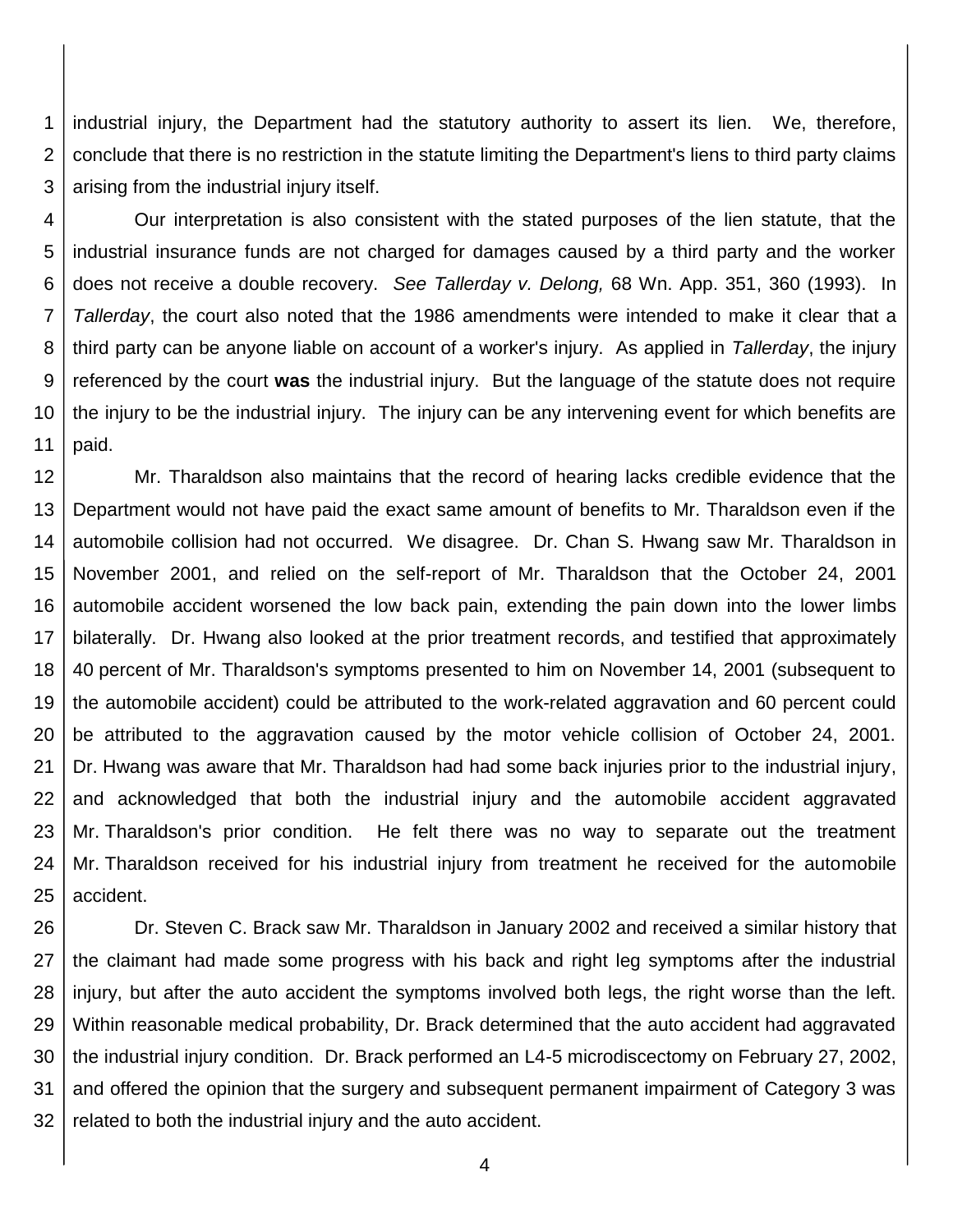industrial injury, the Department had the statutory authority to assert its lien. We, therefore, conclude that there is no restriction in the statute limiting the Department's liens to third party claims arising from the industrial injury itself.

Our interpretation is also consistent with the stated purposes of the lien statute, that the industrial insurance funds are not charged for damages caused by a third party and the worker does not receive a double recovery. *See Tallerday v. Delong,* 68 Wn. App. 351, 360 (1993). In *Tallerday*, the court also noted that the 1986 amendments were intended to make it clear that a third party can be anyone liable on account of a worker's injury. As applied in *Tallerday*, the injury referenced by the court **was** the industrial injury. But the language of the statute does not require the injury to be the industrial injury. The injury can be any intervening event for which benefits are paid.

Mr. Tharaldson also maintains that the record of hearing lacks credible evidence that the Department would not have paid the exact same amount of benefits to Mr. Tharaldson even if the automobile collision had not occurred. We disagree. Dr. Chan S. Hwang saw Mr. Tharaldson in November 2001, and relied on the self-report of Mr. Tharaldson that the October 24, 2001 automobile accident worsened the low back pain, extending the pain down into the lower limbs bilaterally. Dr. Hwang also looked at the prior treatment records, and testified that approximately 40 percent of Mr. Tharaldson's symptoms presented to him on November 14, 2001 (subsequent to the automobile accident) could be attributed to the work-related aggravation and 60 percent could be attributed to the aggravation caused by the motor vehicle collision of October 24, 2001. Dr. Hwang was aware that Mr. Tharaldson had had some back injuries prior to the industrial injury, and acknowledged that both the industrial injury and the automobile accident aggravated Mr. Tharaldson's prior condition. He felt there was no way to separate out the treatment Mr. Tharaldson received for his industrial injury from treatment he received for the automobile accident.

Dr. Steven C. Brack saw Mr. Tharaldson in January 2002 and received a similar history that the claimant had made some progress with his back and right leg symptoms after the industrial injury, but after the auto accident the symptoms involved both legs, the right worse than the left. Within reasonable medical probability, Dr. Brack determined that the auto accident had aggravated the industrial injury condition. Dr. Brack performed an L4-5 microdiscectomy on February 27, 2002, and offered the opinion that the surgery and subsequent permanent impairment of Category 3 was related to both the industrial injury and the auto accident.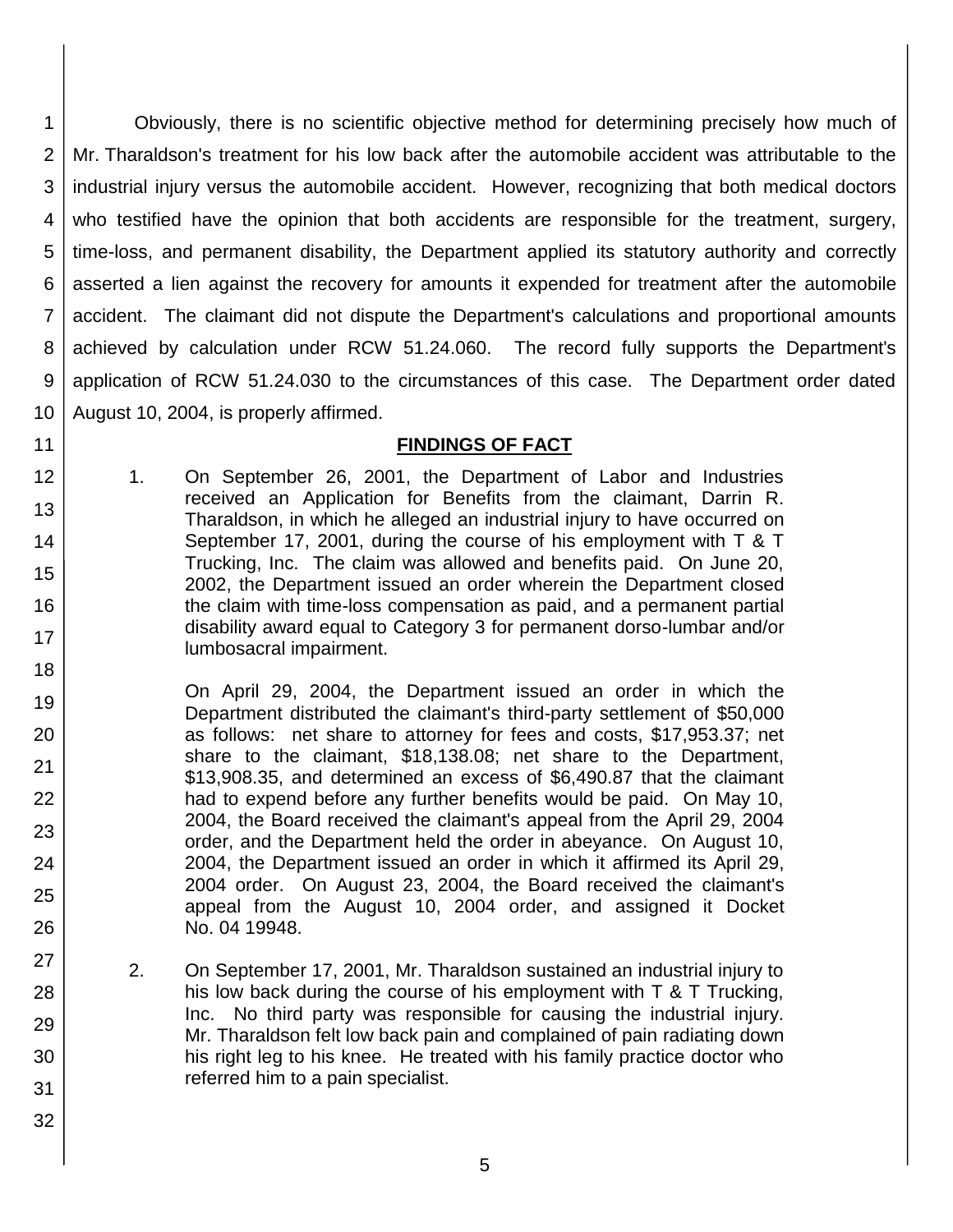Obviously, there is no scientific objective method for determining precisely how much of Mr. Tharaldson's treatment for his low back after the automobile accident was attributable to the industrial injury versus the automobile accident. However, recognizing that both medical doctors who testified have the opinion that both accidents are responsible for the treatment, surgery, time-loss, and permanent disability, the Department applied its statutory authority and correctly asserted a lien against the recovery for amounts it expended for treatment after the automobile accident. The claimant did not dispute the Department's calculations and proportional amounts achieved by calculation under RCW 51.24.060. The record fully supports the Department's application of RCW 51.24.030 to the circumstances of this case. The Department order dated August 10, 2004, is properly affirmed.

## FINDINGS OF FACT

1. On September 26, 2001, the Department of Labor and Industries received an Application for Benefits from the claimant, Darrin R. Tharaldson, in which he alleged an industrial injury to have occurred on September 17, 2001, during the course of his employment with T & T Trucking, Inc. The claim was allowed and benefits paid. On June 20, 2002, the Department issued an order wherein the Department closed the claim with time-loss compensation as paid, and a permanent partial disability award equal to Category 3 for permanent dorso-lumbar and/or lumbosacral impairment.

   On April 29, 2004, the Department issued an order in which the Department distributed the claimant's third-party settlement of $50,000 as follows: net share to attorney for fees and costs, $17,953.37; net share to the claimant, $18,138.08; net share to the Department, $13,908.35, and determined an excess of $6,490.87 that the claimant had to expend before any further benefits would be paid. On May 10, 2004, the Board received the claimant's appeal from the April 29, 2004 order, and the Department held the order in abeyance. On August 10, 2004, the Department issued an order in which it affirmed its April 29, 2004 order. On August 23, 2004, the Board received the claimant's appeal from the August 10, 2004 order, and assigned it Docket No. 04 19948.

2. On September 17, 2001, Mr. Tharaldson sustained an industrial injury to his low back during the course of his employment with T & T Trucking, Inc. No third party was responsible for causing the industrial injury. Mr. Tharaldson felt low back pain and complained of pain radiating down his right leg to his knee. He treated with his family practice doctor who referred him to a pain specialist.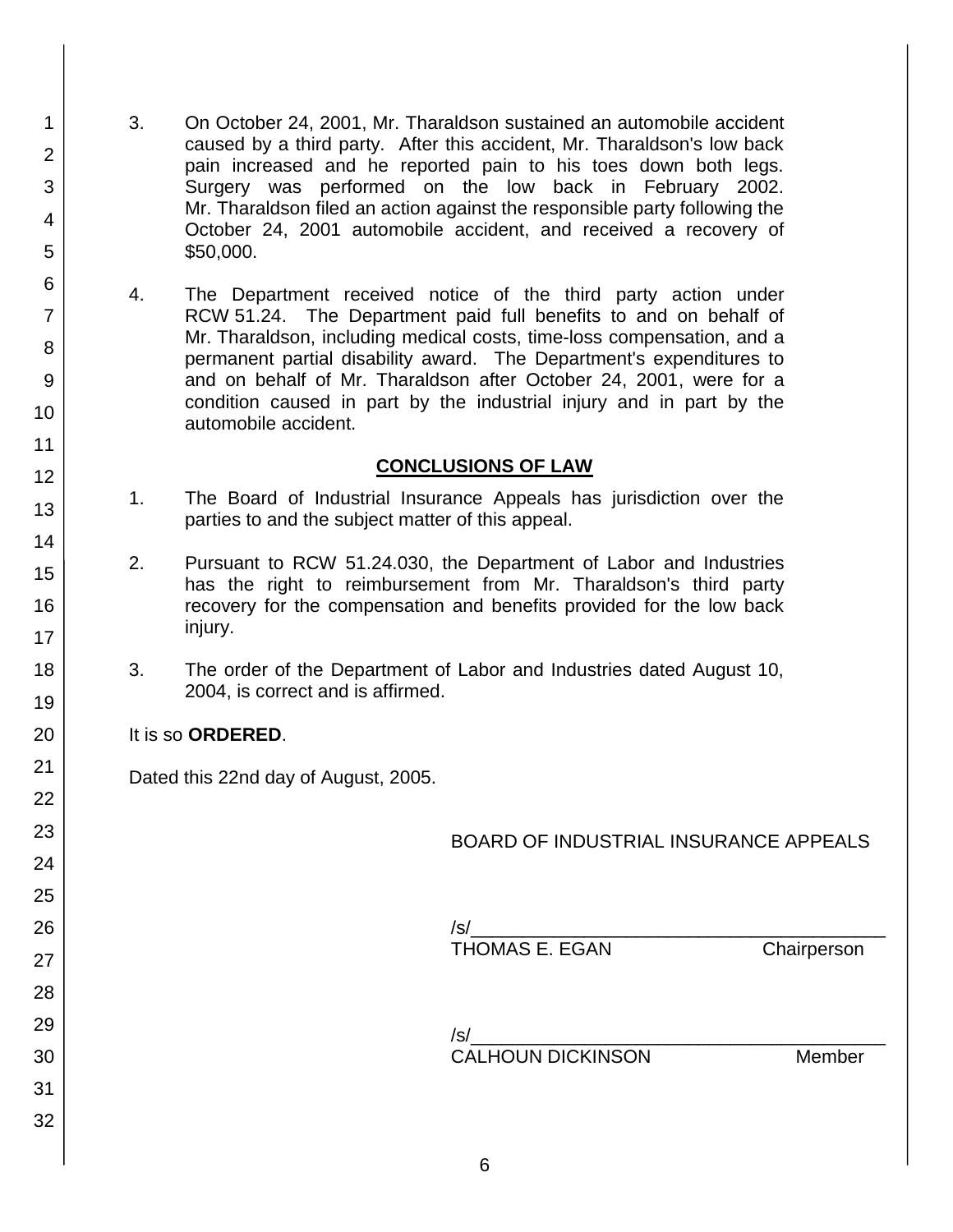3. On October 24, 2001, Mr. Tharaldson sustained an automobile accident caused by a third party. After this accident, Mr. Tharaldson's low back pain increased and he reported pain to his toes down both legs. Surgery was performed on the low back in February 2002. Mr. Tharaldson filed an action against the responsible party following the October 24, 2001 automobile accident, and received a recovery of $50,000.

4. The Department received notice of the third party action under RCW 51.24. The Department paid full benefits to and on behalf of Mr. Tharaldson, including medical costs, time-loss compensation, and a permanent partial disability award. The Department's expenditures to and on behalf of Mr. Tharaldson after October 24, 2001, were for a condition caused in part by the industrial injury and in part by the automobile accident.

## CONCLUSIONS OF LAW

1. The Board of Industrial Insurance Appeals has jurisdiction over the parties to and the subject matter of this appeal.

2. Pursuant to RCW 51.24.030, the Department of Labor and Industries has the right to reimbursement from Mr. Tharaldson's third party recovery for the compensation and benefits provided for the low back injury.

3. The order of the Department of Labor and Industries dated August 10, 2004, is correct and is affirmed.

It is so **ORDERED**.

Dated this 22nd day of August, 2005.

BOARD OF INDUSTRIAL INSURANCE APPEALS

/s/
THOMAS E. EGAN Chairperson

/s/
CALHOUN DICKINSON Member